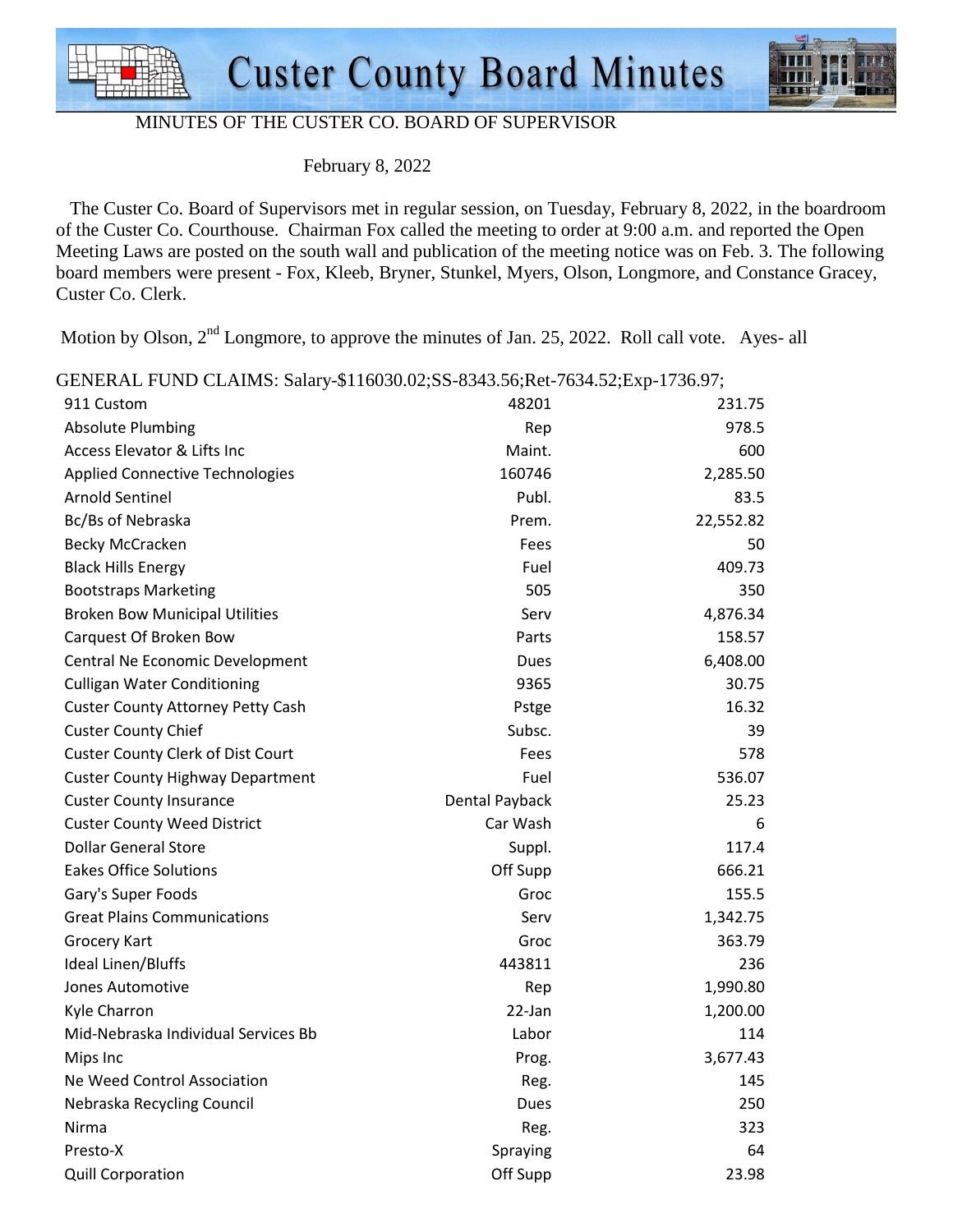# Custer County Board Minutes

MINUTES OF THE CUSTER CO. BOARD OF SUPERVISOR

February 8, 2022

The Custer Co. Board of Supervisors met in regular session, on Tuesday, February 8, 2022, in the boardroom of the Custer Co. Courthouse. Chairman Fox called the meeting to order at 9:00 a.m. and reported the Open Meeting Laws are posted on the south wall and publication of the meeting notice was on Feb. 3. The following board members were present - Fox, Kleeb, Bryner, Stunkel, Myers, Olson, Longmore, and Constance Gracey, Custer Co. Clerk.

Motion by Olson, 2nd Longmore, to approve the minutes of Jan. 25, 2022. Roll call vote. Ayes- all

GENERAL FUND CLAIMS: Salary-$116030.02;SS-8343.56;Ret-7634.52;Exp-1736.97;

| | | |
|---|---|---|
| 911 Custom | 48201 | 231.75 |
| Absolute Plumbing | Rep | 978.5 |
| Access Elevator & Lifts Inc | Maint. | 600 |
| Applied Connective Technologies | 160746 | 2,285.50 |
| Arnold Sentinel | Publ. | 83.5 |
| Bc/Bs of Nebraska | Prem. | 22,552.82 |
| Becky McCracken | Fees | 50 |
| Black Hills Energy | Fuel | 409.73 |
| Bootstraps Marketing | 505 | 350 |
| Broken Bow Municipal Utilities | Serv | 4,876.34 |
| Carquest Of Broken Bow | Parts | 158.57 |
| Central Ne Economic Development | Dues | 6,408.00 |
| Culligan Water Conditioning | 9365 | 30.75 |
| Custer County Attorney Petty Cash | Pstge | 16.32 |
| Custer County Chief | Subsc. | 39 |
| Custer County Clerk of Dist Court | Fees | 578 |
| Custer County Highway Department | Fuel | 536.07 |
| Custer County Insurance | Dental Payback | 25.23 |
| Custer County Weed District | Car Wash | 6 |
| Dollar General Store | Suppl. | 117.4 |
| Eakes Office Solutions | Off Supp | 666.21 |
| Gary's Super Foods | Groc | 155.5 |
| Great Plains Communications | Serv | 1,342.75 |
| Grocery Kart | Groc | 363.79 |
| Ideal Linen/Bluffs | 443811 | 236 |
| Jones Automotive | Rep | 1,990.80 |
| Kyle Charron | 22-Jan | 1,200.00 |
| Mid-Nebraska Individual Services Bb | Labor | 114 |
| Mips Inc | Prog. | 3,677.43 |
| Ne Weed Control Association | Reg. | 145 |
| Nebraska Recycling Council | Dues | 250 |
| Nirma | Reg. | 323 |
| Presto-X | Spraying | 64 |
| Quill Corporation | Off Supp | 23.98 |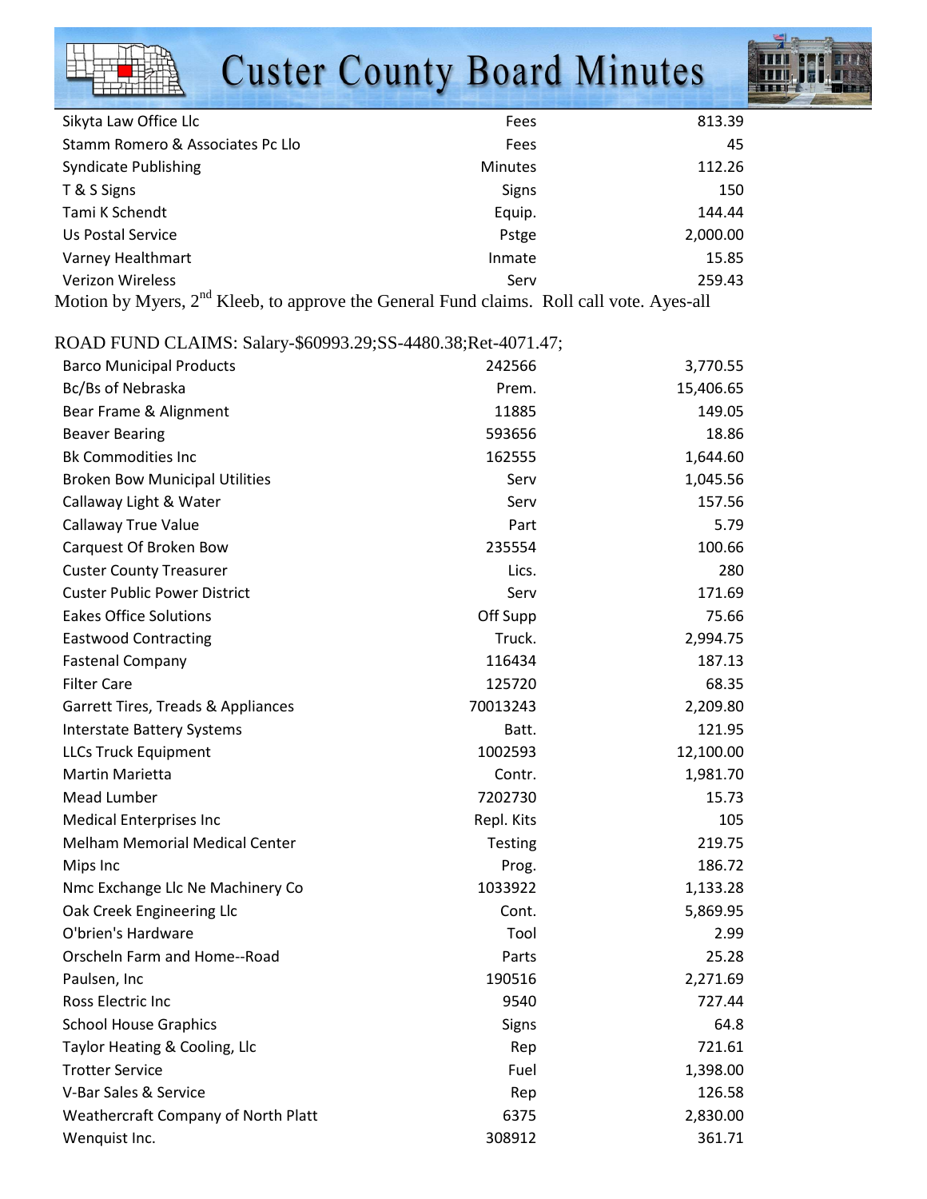| | | |
|---|---|---|
| Sikyta Law Office Llc | Fees | 813.39 |
| Stamm Romero & Associates Pc Llo | Fees | 45 |
| Syndicate Publishing | Minutes | 112.26 |
| T & S Signs | Signs | 150 |
| Tami K Schendt | Equip. | 144.44 |
| Us Postal Service | Pstge | 2,000.00 |
| Varney Healthmart | Inmate | 15.85 |
| Verizon Wireless | Serv | 259.43 |

Motion by Myers, 2nd Kleeb, to approve the General Fund claims. Roll call vote. Ayes-all

ROAD FUND CLAIMS: Salary-$60993.29;SS-4480.38;Ret-4071.47;

| | | |
|---|---|---|
| Barco Municipal Products | 242566 | 3,770.55 |
| Bc/Bs of Nebraska | Prem. | 15,406.65 |
| Bear Frame & Alignment | 11885 | 149.05 |
| Beaver Bearing | 593656 | 18.86 |
| Bk Commodities Inc | 162555 | 1,644.60 |
| Broken Bow Municipal Utilities | Serv | 1,045.56 |
| Callaway Light & Water | Serv | 157.56 |
| Callaway True Value | Part | 5.79 |
| Carquest Of Broken Bow | 235554 | 100.66 |
| Custer County Treasurer | Lics. | 280 |
| Custer Public Power District | Serv | 171.69 |
| Eakes Office Solutions | Off Supp | 75.66 |
| Eastwood Contracting | Truck. | 2,994.75 |
| Fastenal Company | 116434 | 187.13 |
| Filter Care | 125720 | 68.35 |
| Garrett Tires, Treads & Appliances | 70013243 | 2,209.80 |
| Interstate Battery Systems | Batt. | 121.95 |
| LLCs Truck Equipment | 1002593 | 12,100.00 |
| Martin Marietta | Contr. | 1,981.70 |
| Mead Lumber | 7202730 | 15.73 |
| Medical Enterprises Inc | Repl. Kits | 105 |
| Melham Memorial Medical Center | Testing | 219.75 |
| Mips Inc | Prog. | 186.72 |
| Nmc Exchange Llc Ne Machinery Co | 1033922 | 1,133.28 |
| Oak Creek Engineering Llc | Cont. | 5,869.95 |
| O'brien's Hardware | Tool | 2.99 |
| Orscheln Farm and Home--Road | Parts | 25.28 |
| Paulsen, Inc | 190516 | 2,271.69 |
| Ross Electric Inc | 9540 | 727.44 |
| School House Graphics | Signs | 64.8 |
| Taylor Heating & Cooling, Llc | Rep | 721.61 |
| Trotter Service | Fuel | 1,398.00 |
| V-Bar Sales & Service | Rep | 126.58 |
| Weathercraft Company of North Platt | 6375 | 2,830.00 |
| Wenquist Inc. | 308912 | 361.71 |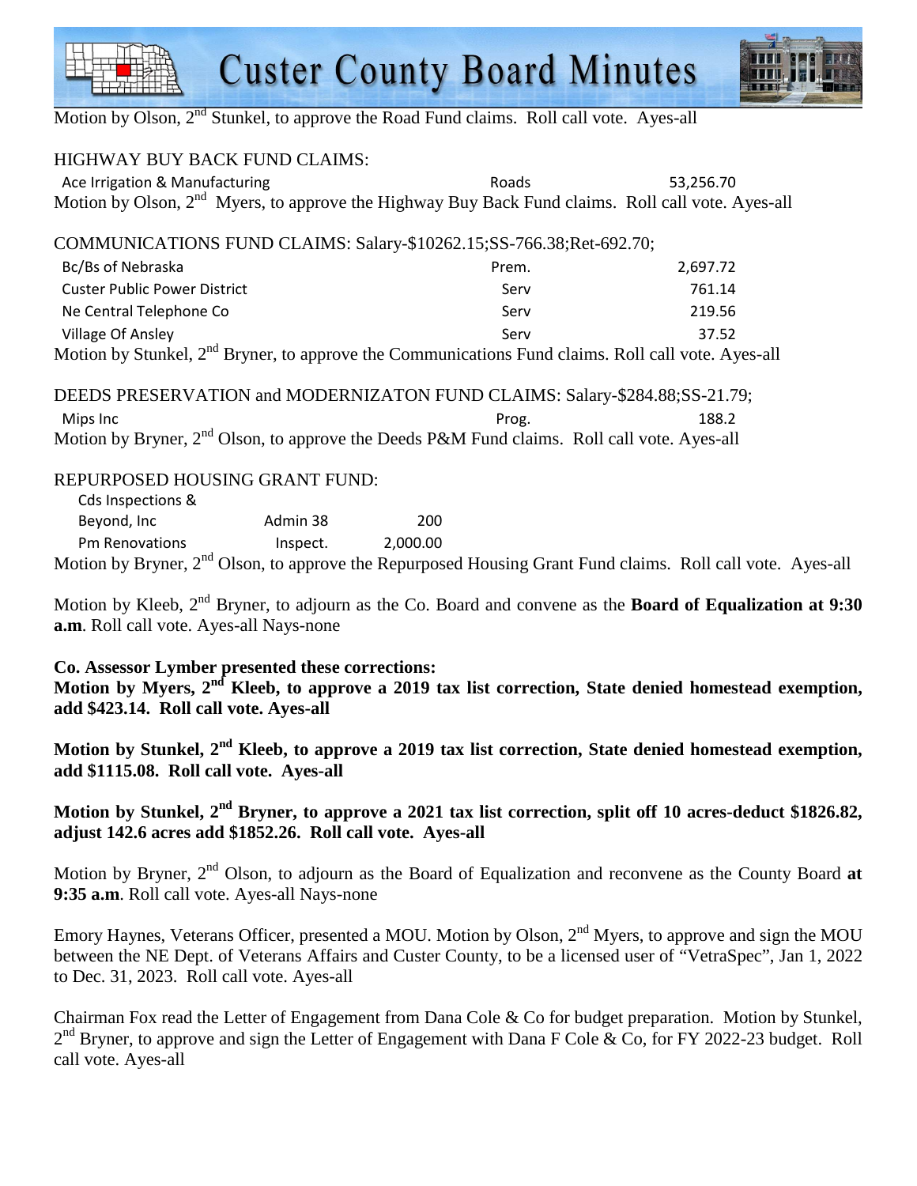Motion by Olson, 2nd Stunkel, to approve the Road Fund claims. Roll call vote. Ayes-all

HIGHWAY BUY BACK FUND CLAIMS:

| | | |
|---|---|---|
| Ace Irrigation & Manufacturing | Roads | 53,256.70 |

Motion by Olson, 2nd Myers, to approve the Highway Buy Back Fund claims. Roll call vote. Ayes-all

COMMUNICATIONS FUND CLAIMS: Salary-$10262.15;SS-766.38;Ret-692.70;

| | | |
|---|---|---|
| Bc/Bs of Nebraska | Prem. | 2,697.72 |
| Custer Public Power District | Serv | 761.14 |
| Ne Central Telephone Co | Serv | 219.56 |
| Village Of Ansley | Serv | 37.52 |

Motion by Stunkel, 2nd Bryner, to approve the Communications Fund claims. Roll call vote. Ayes-all

DEEDS PRESERVATION and MODERNIZATON FUND CLAIMS: Salary-$284.88;SS-21.79;

| | | |
|---|---|---|
| Mips Inc | Prog. | 188.2 |

Motion by Bryner, 2nd Olson, to approve the Deeds P&M Fund claims. Roll call vote. Ayes-all

REPURPOSED HOUSING GRANT FUND:

| | | |
|---|---|---|
| Cds Inspections & Beyond, Inc | Admin 38 | 200 |
| Pm Renovations | Inspect. | 2,000.00 |

Motion by Bryner, 2nd Olson, to approve the Repurposed Housing Grant Fund claims. Roll call vote. Ayes-all

Motion by Kleeb, 2nd Bryner, to adjourn as the Co. Board and convene as the **Board of Equalization at 9:30 a.m**. Roll call vote. Ayes-all Nays-none

**Co. Assessor Lymber presented these corrections:**
**Motion by Myers, 2nd Kleeb, to approve a 2019 tax list correction, State denied homestead exemption, add $423.14. Roll call vote. Ayes-all**

**Motion by Stunkel, 2nd Kleeb, to approve a 2019 tax list correction, State denied homestead exemption, add $1115.08. Roll call vote. Ayes-all**

**Motion by Stunkel, 2nd Bryner, to approve a 2021 tax list correction, split off 10 acres-deduct $1826.82, adjust 142.6 acres add $1852.26. Roll call vote. Ayes-all**

Motion by Bryner, 2nd Olson, to adjourn as the Board of Equalization and reconvene as the County Board **at 9:35 a.m**. Roll call vote. Ayes-all Nays-none

Emory Haynes, Veterans Officer, presented a MOU. Motion by Olson, 2nd Myers, to approve and sign the MOU between the NE Dept. of Veterans Affairs and Custer County, to be a licensed user of "VetraSpec", Jan 1, 2022 to Dec. 31, 2023. Roll call vote. Ayes-all

Chairman Fox read the Letter of Engagement from Dana Cole & Co for budget preparation. Motion by Stunkel, 2nd Bryner, to approve and sign the Letter of Engagement with Dana F Cole & Co, for FY 2022-23 budget. Roll call vote. Ayes-all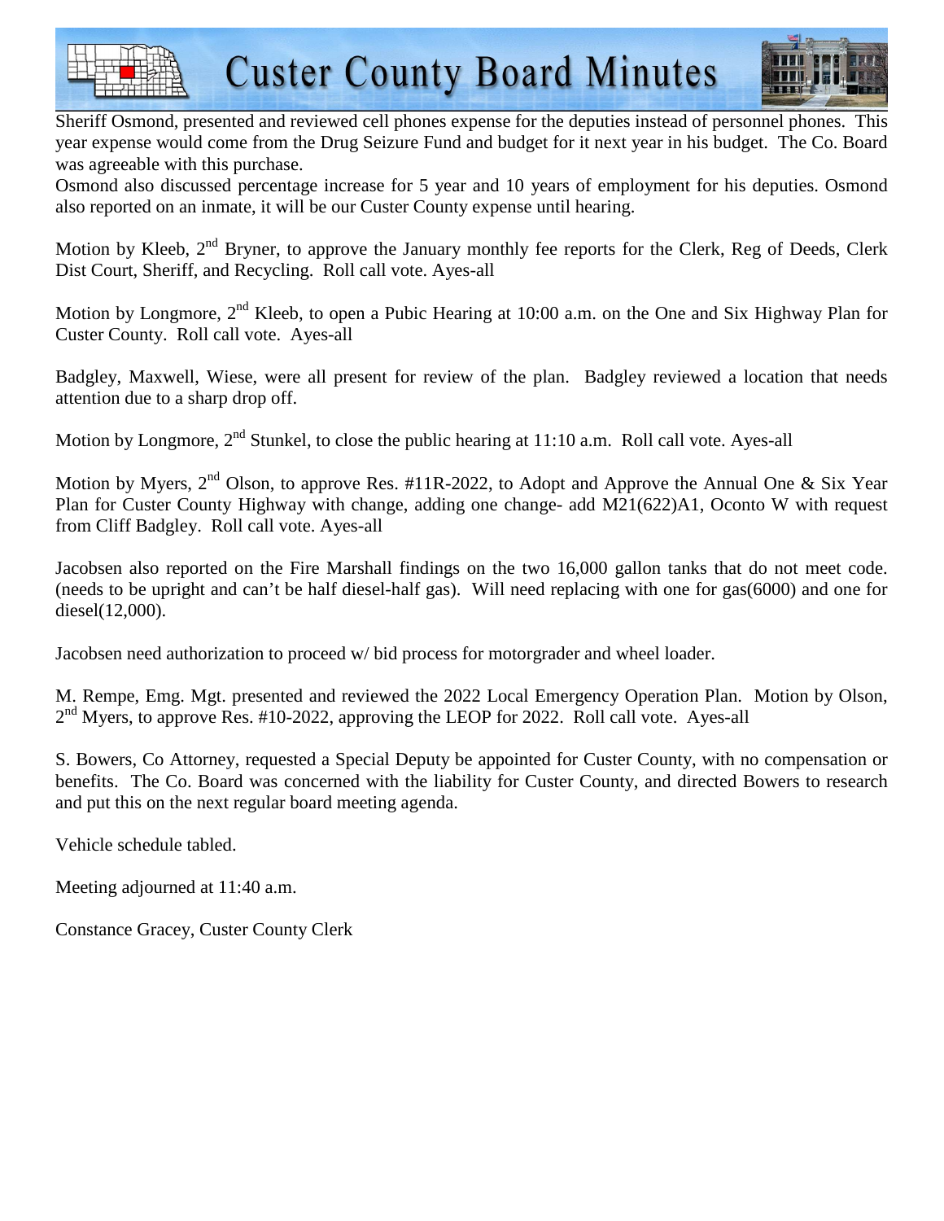Sheriff Osmond, presented and reviewed cell phones expense for the deputies instead of personnel phones. This year expense would come from the Drug Seizure Fund and budget for it next year in his budget. The Co. Board was agreeable with this purchase.

Osmond also discussed percentage increase for 5 year and 10 years of employment for his deputies. Osmond also reported on an inmate, it will be our Custer County expense until hearing.

Motion by Kleeb, 2nd Bryner, to approve the January monthly fee reports for the Clerk, Reg of Deeds, Clerk Dist Court, Sheriff, and Recycling. Roll call vote. Ayes-all

Motion by Longmore, 2nd Kleeb, to open a Pubic Hearing at 10:00 a.m. on the One and Six Highway Plan for Custer County. Roll call vote. Ayes-all

Badgley, Maxwell, Wiese, were all present for review of the plan. Badgley reviewed a location that needs attention due to a sharp drop off.

Motion by Longmore, 2nd Stunkel, to close the public hearing at 11:10 a.m. Roll call vote. Ayes-all

Motion by Myers, 2nd Olson, to approve Res. #11R-2022, to Adopt and Approve the Annual One & Six Year Plan for Custer County Highway with change, adding one change- add M21(622)A1, Oconto W with request from Cliff Badgley. Roll call vote. Ayes-all

Jacobsen also reported on the Fire Marshall findings on the two 16,000 gallon tanks that do not meet code. (needs to be upright and can't be half diesel-half gas). Will need replacing with one for gas(6000) and one for diesel(12,000).

Jacobsen need authorization to proceed w/ bid process for motorgrader and wheel loader.

M. Rempe, Emg. Mgt. presented and reviewed the 2022 Local Emergency Operation Plan. Motion by Olson, 2nd Myers, to approve Res. #10-2022, approving the LEOP for 2022. Roll call vote. Ayes-all

S. Bowers, Co Attorney, requested a Special Deputy be appointed for Custer County, with no compensation or benefits. The Co. Board was concerned with the liability for Custer County, and directed Bowers to research and put this on the next regular board meeting agenda.

Vehicle schedule tabled.

Meeting adjourned at 11:40 a.m.

Constance Gracey, Custer County Clerk